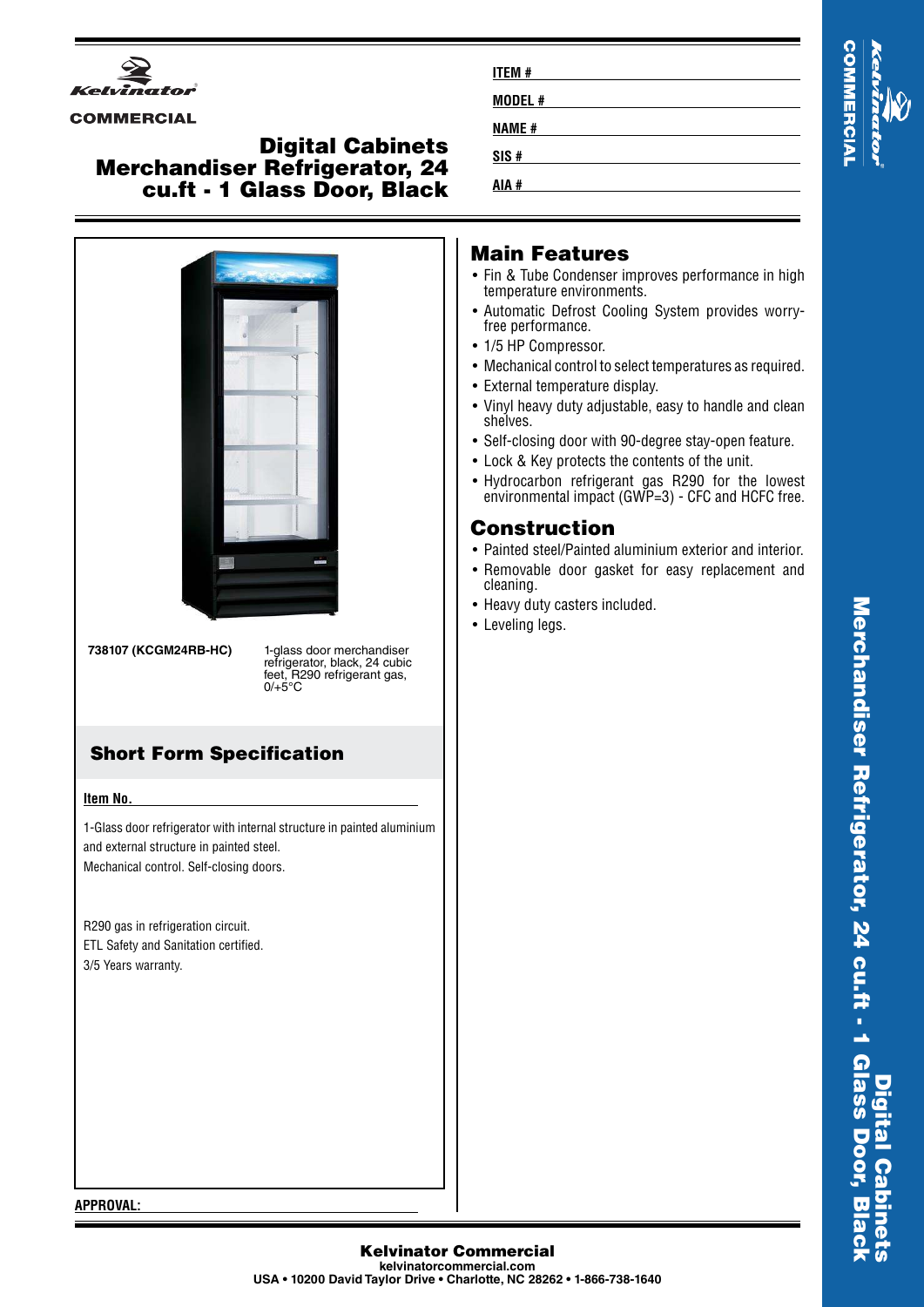Kelvinator COMMERCIAL

# Digital Cabinets Merchandiser Refrigerator, 24 cu.ft - 1 Glass Door, Black

**ITEM #**

**MODEL #**

**NAME #**

**SIS #**

**AIA #**

**738107 (KCGM24RB-HC)** — 1-glass door merchandiser refrigerator, black, 24 cubic feet, R290 refrigerant gas, 0/+5°C

## Main Features

- Fin & Tube Condenser improves performance in high temperature environments.
- Automatic Defrost Cooling System provides worry-free performance.
- 1/5 HP Compressor.
- Mechanical control to select temperatures as required.
- External temperature display.
- Vinyl heavy duty adjustable, easy to handle and clean shelves.
- Self-closing door with 90-degree stay-open feature.
- Lock & Key protects the contents of the unit.
- Hydrocarbon refrigerant gas R290 for the lowest environmental impact (GWP=3) - CFC and HCFC free.

## Construction

- Painted steel/Painted aluminium exterior and interior.
- Removable door gasket for easy replacement and cleaning.
- Heavy duty casters included.
- Leveling legs.

## Short Form Specification

**Item No.**

1-Glass door refrigerator with internal structure in painted aluminium and external structure in painted steel.
Mechanical control. Self-closing doors.

R290 gas in refrigeration circuit.
ETL Safety and Sanitation certified.
3/5 Years warranty.

**APPROVAL:**

**Kelvinator Commercial**
kelvinatorcommercial.com
USA • 10200 David Taylor Drive • Charlotte, NC 28262 • 1-866-738-1640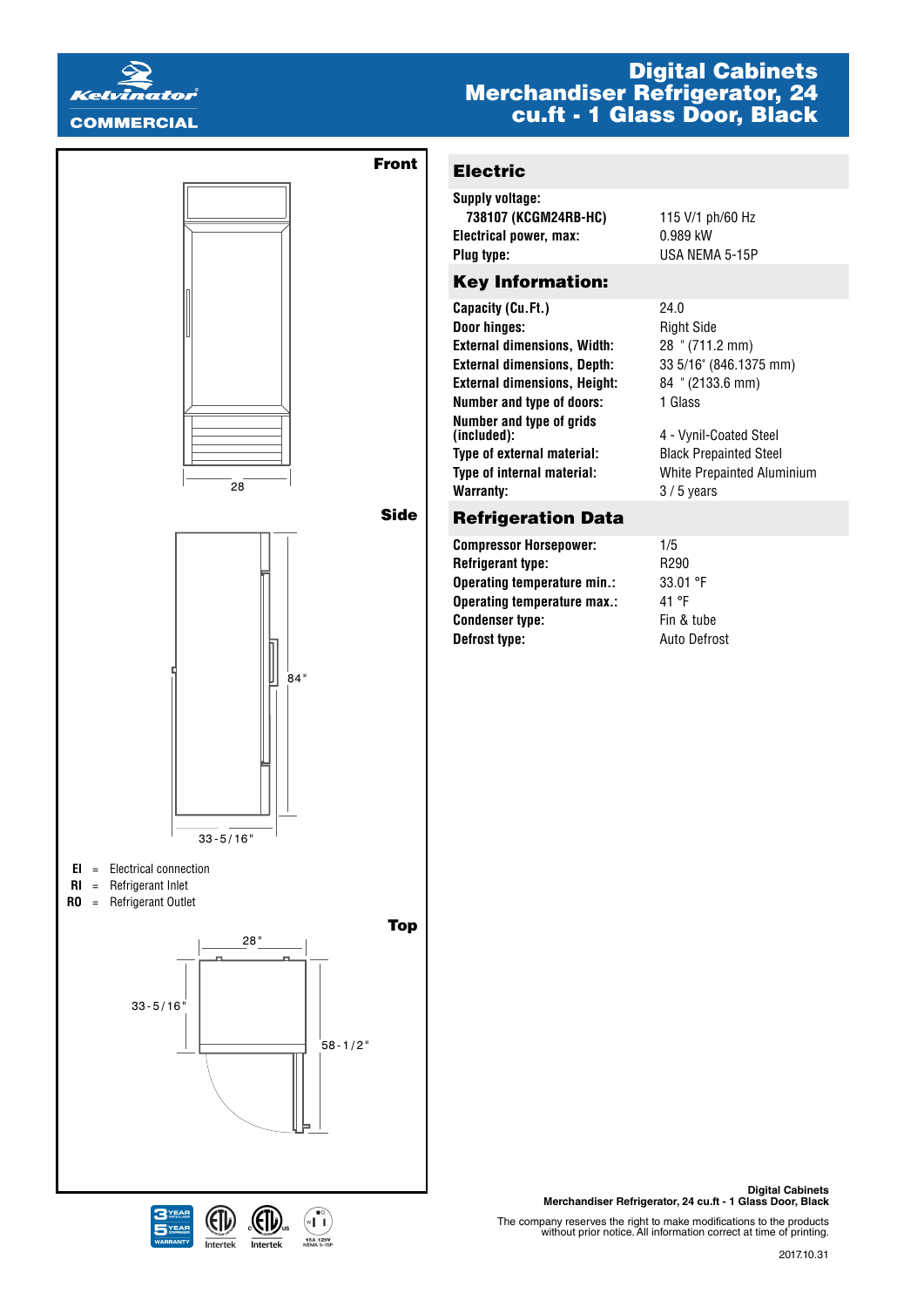# Digital Cabinets Merchandiser Refrigerator, 24 cu.ft - 1 Glass Door, Black

Kelvinator COMMERCIAL

**Front**

28

**Side**

84"

33-5/16"

**EI** = Electrical connection
**RI** = Refrigerant Inlet
**RO** = Refrigerant Outlet

**Top**

28"

33-5/16"

58-1/2"

## Electric

| | |
|---|---|
| **Supply voltage:** | |
| **738107 (KCGM24RB-HC)** | 115 V/1 ph/60 Hz |
| **Electrical power, max:** | 0.989 kW |
| **Plug type:** | USA NEMA 5-15P |

## Key Information:

| | |
|---|---|
| **Capacity (Cu.Ft.)** | 24.0 |
| **Door hinges:** | Right Side |
| **External dimensions, Width:** | 28 " (711.2 mm) |
| **External dimensions, Depth:** | 33 5/16" (846.1375 mm) |
| **External dimensions, Height:** | 84 " (2133.6 mm) |
| **Number and type of doors:** | 1 Glass |
| **Number and type of grids (included):** | 4 - Vynil-Coated Steel |
| **Type of external material:** | Black Prepainted Steel |
| **Type of internal material:** | White Prepainted Aluminium |
| **Warranty:** | 3 / 5 years |

## Refrigeration Data

| | |
|---|---|
| **Compressor Horsepower:** | 1/5 |
| **Refrigerant type:** | R290 |
| **Operating temperature min.:** | 33.01 °F |
| **Operating temperature max.:** | 41 °F |
| **Condenser type:** | Fin & tube |
| **Defrost type:** | Auto Defrost |

3 YEAR PARTS & LABOR
5 YEAR COMPRESSOR
WARRANTY

Intertek Intertek

15A 125V NEMA 5-15P

**Digital Cabinets**
**Merchandiser Refrigerator, 24 cu.ft - 1 Glass Door, Black**

The company reserves the right to make modifications to the products without prior notice. All information correct at time of printing.

2017.10.31